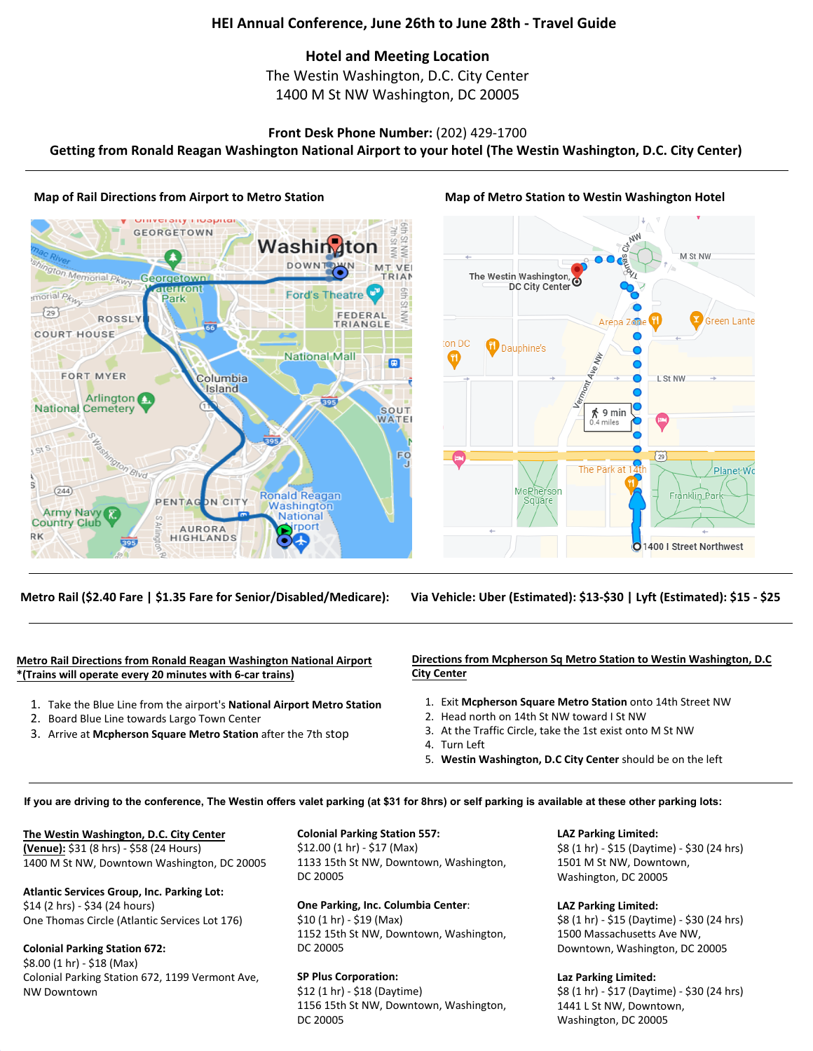# HEI Annual Conference, June 26th to June 28th - Travel Guide

## Hotel and Meeting Location

The Westin Washington, D.C. City Center
1400 M St NW Washington, DC 20005

**Front Desk Phone Number:** (202) 429-1700

**Getting from Ronald Reagan Washington National Airport to your hotel (The Westin Washington, D.C. City Center)**

---

**Map of Rail Directions from Airport to Metro Station**

**Map of Metro Station to Westin Washington Hotel**

---

**Metro Rail ($2.40 Fare | $1.35 Fare for Senior/Disabled/Medicare):**

**Via Vehicle: Uber (Estimated): $13-$30 | Lyft (Estimated): $15 - $25**

---

**Metro Rail Directions from Ronald Reagan Washington National Airport**
***(Trains will operate every 20 minutes with 6-car trains)**

1. Take the Blue Line from the airport's **National Airport Metro Station**
2. Board Blue Line towards Largo Town Center
3. Arrive at **Mcpherson Square Metro Station** after the 7th stop

**Directions from Mcpherson Sq Metro Station to Westin Washington, D.C City Center**

1. Exit **Mcpherson Square Metro Station** onto 14th Street NW
2. Head north on 14th St NW toward I St NW
3. At the Traffic Circle, take the 1st exist onto M St NW
4. Turn Left
5. **Westin Washington, D.C City Center** should be on the left

---

**If you are driving to the conference, The Westin offers valet parking (at $31 for 8hrs) or self parking is available at these other parking lots:**

**The Westin Washington, D.C. City Center (Venue):** $31 (8 hrs) - $58 (24 Hours)
1400 M St NW, Downtown Washington, DC 20005

**Atlantic Services Group, Inc. Parking Lot:**
$14 (2 hrs) - $34 (24 hours)
One Thomas Circle (Atlantic Services Lot 176)

**Colonial Parking Station 672:**
$8.00 (1 hr) - $18 (Max)
Colonial Parking Station 672, 1199 Vermont Ave, NW Downtown

**Colonial Parking Station 557:**
$12.00 (1 hr) - $17 (Max)
1133 15th St NW, Downtown, Washington, DC 20005

**One Parking, Inc. Columbia Center:**
$10 (1 hr) - $19 (Max)
1152 15th St NW, Downtown, Washington, DC 20005

**SP Plus Corporation:**
$12 (1 hr) - $18 (Daytime)
1156 15th St NW, Downtown, Washington, DC 20005

**LAZ Parking Limited:**
$8 (1 hr) - $15 (Daytime) - $30 (24 hrs)
1501 M St NW, Downtown, Washington, DC 20005

**LAZ Parking Limited:**
$8 (1 hr) - $15 (Daytime) - $30 (24 hrs)
1500 Massachusetts Ave NW, Downtown, Washington, DC 20005

**Laz Parking Limited:**
$8 (1 hr) - $17 (Daytime) - $30 (24 hrs)
1441 L St NW, Downtown, Washington, DC 20005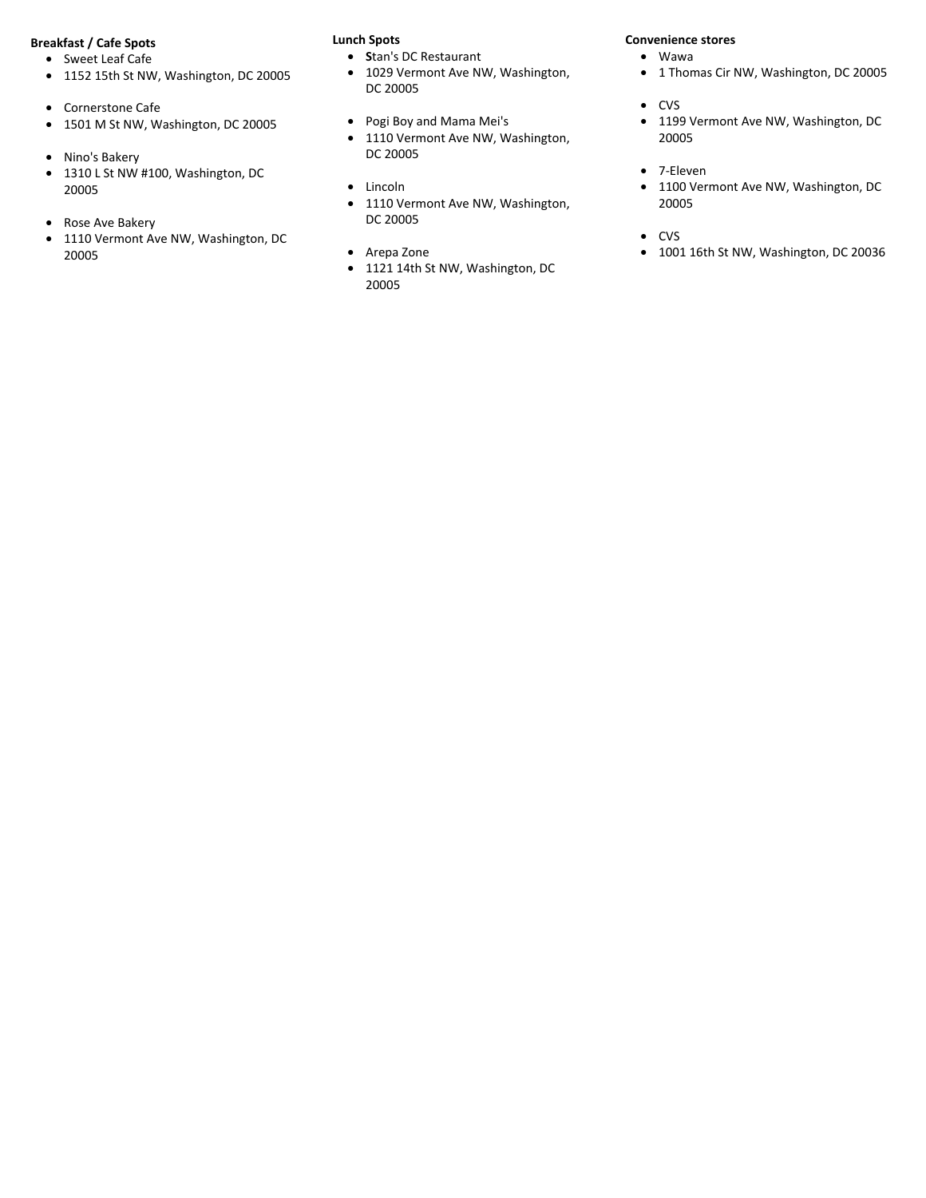**Breakfast / Cafe Spots**

- Sweet Leaf Cafe
- 1152 15th St NW, Washington, DC 20005

- Cornerstone Cafe
- 1501 M St NW, Washington, DC 20005

- Nino's Bakery
- 1310 L St NW #100, Washington, DC 20005

- Rose Ave Bakery
- 1110 Vermont Ave NW, Washington, DC 20005

**Lunch Spots**

- **S**tan's DC Restaurant
- 1029 Vermont Ave NW, Washington, DC 20005

- Pogi Boy and Mama Mei's
- 1110 Vermont Ave NW, Washington, DC 20005

- Lincoln
- 1110 Vermont Ave NW, Washington, DC 20005

- Arepa Zone
- 1121 14th St NW, Washington, DC 20005

**Convenience stores**

- Wawa
- 1 Thomas Cir NW, Washington, DC 20005

- CVS
- 1199 Vermont Ave NW, Washington, DC 20005

- 7-Eleven
- 1100 Vermont Ave NW, Washington, DC 20005

- CVS
- 1001 16th St NW, Washington, DC 20036